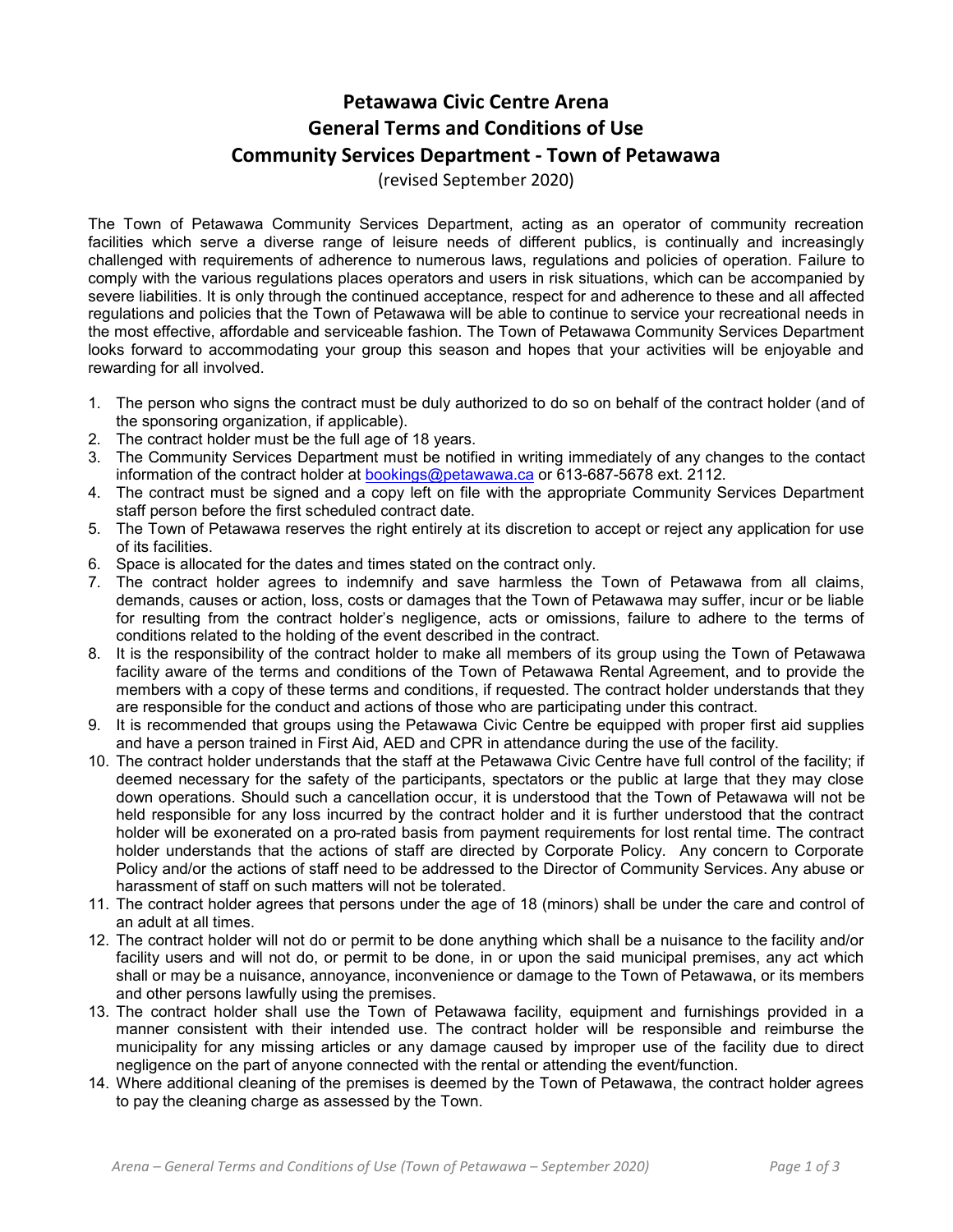# Petawawa Civic Centre Arena
# General Terms and Conditions of Use
# Community Services Department - Town of Petawawa

(revised September 2020)

The Town of Petawawa Community Services Department, acting as an operator of community recreation facilities which serve a diverse range of leisure needs of different publics, is continually and increasingly challenged with requirements of adherence to numerous laws, regulations and policies of operation. Failure to comply with the various regulations places operators and users in risk situations, which can be accompanied by severe liabilities. It is only through the continued acceptance, respect for and adherence to these and all affected regulations and policies that the Town of Petawawa will be able to continue to service your recreational needs in the most effective, affordable and serviceable fashion. The Town of Petawawa Community Services Department looks forward to accommodating your group this season and hopes that your activities will be enjoyable and rewarding for all involved.

1. The person who signs the contract must be duly authorized to do so on behalf of the contract holder (and of the sponsoring organization, if applicable).
2. The contract holder must be the full age of 18 years.
3. The Community Services Department must be notified in writing immediately of any changes to the contact information of the contract holder at bookings@petawawa.ca or 613-687-5678 ext. 2112.
4. The contract must be signed and a copy left on file with the appropriate Community Services Department staff person before the first scheduled contract date.
5. The Town of Petawawa reserves the right entirely at its discretion to accept or reject any application for use of its facilities.
6. Space is allocated for the dates and times stated on the contract only.
7. The contract holder agrees to indemnify and save harmless the Town of Petawawa from all claims, demands, causes or action, loss, costs or damages that the Town of Petawawa may suffer, incur or be liable for resulting from the contract holder's negligence, acts or omissions, failure to adhere to the terms of conditions related to the holding of the event described in the contract.
8. It is the responsibility of the contract holder to make all members of its group using the Town of Petawawa facility aware of the terms and conditions of the Town of Petawawa Rental Agreement, and to provide the members with a copy of these terms and conditions, if requested. The contract holder understands that they are responsible for the conduct and actions of those who are participating under this contract.
9. It is recommended that groups using the Petawawa Civic Centre be equipped with proper first aid supplies and have a person trained in First Aid, AED and CPR in attendance during the use of the facility.
10. The contract holder understands that the staff at the Petawawa Civic Centre have full control of the facility; if deemed necessary for the safety of the participants, spectators or the public at large that they may close down operations. Should such a cancellation occur, it is understood that the Town of Petawawa will not be held responsible for any loss incurred by the contract holder and it is further understood that the contract holder will be exonerated on a pro-rated basis from payment requirements for lost rental time. The contract holder understands that the actions of staff are directed by Corporate Policy. Any concern to Corporate Policy and/or the actions of staff need to be addressed to the Director of Community Services. Any abuse or harassment of staff on such matters will not be tolerated.
11. The contract holder agrees that persons under the age of 18 (minors) shall be under the care and control of an adult at all times.
12. The contract holder will not do or permit to be done anything which shall be a nuisance to the facility and/or facility users and will not do, or permit to be done, in or upon the said municipal premises, any act which shall or may be a nuisance, annoyance, inconvenience or damage to the Town of Petawawa, or its members and other persons lawfully using the premises.
13. The contract holder shall use the Town of Petawawa facility, equipment and furnishings provided in a manner consistent with their intended use. The contract holder will be responsible and reimburse the municipality for any missing articles or any damage caused by improper use of the facility due to direct negligence on the part of anyone connected with the rental or attending the event/function.
14. Where additional cleaning of the premises is deemed by the Town of Petawawa, the contract holder agrees to pay the cleaning charge as assessed by the Town.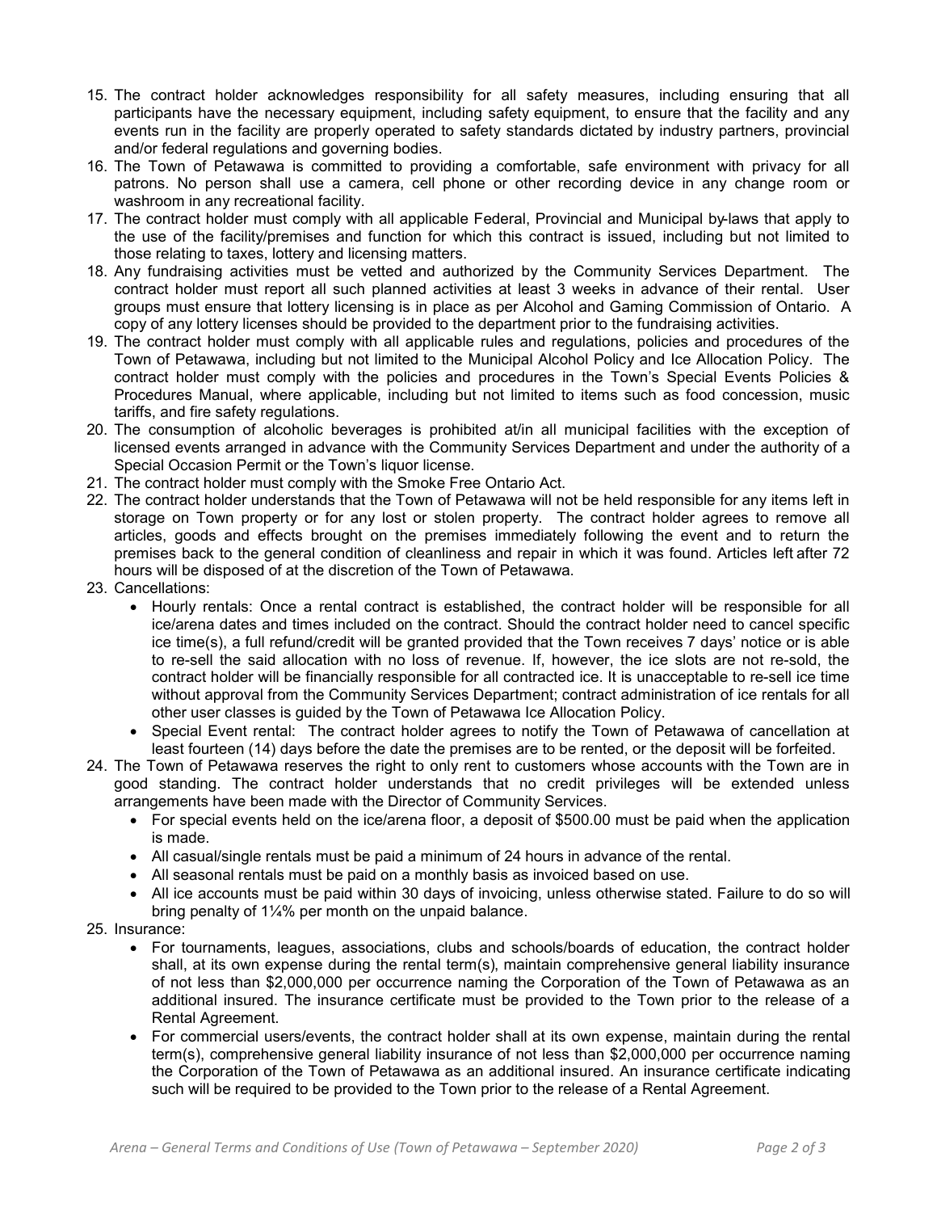15. The contract holder acknowledges responsibility for all safety measures, including ensuring that all participants have the necessary equipment, including safety equipment, to ensure that the facility and any events run in the facility are properly operated to safety standards dictated by industry partners, provincial and/or federal regulations and governing bodies.
16. The Town of Petawawa is committed to providing a comfortable, safe environment with privacy for all patrons. No person shall use a camera, cell phone or other recording device in any change room or washroom in any recreational facility.
17. The contract holder must comply with all applicable Federal, Provincial and Municipal by-laws that apply to the use of the facility/premises and function for which this contract is issued, including but not limited to those relating to taxes, lottery and licensing matters.
18. Any fundraising activities must be vetted and authorized by the Community Services Department. The contract holder must report all such planned activities at least 3 weeks in advance of their rental. User groups must ensure that lottery licensing is in place as per Alcohol and Gaming Commission of Ontario. A copy of any lottery licenses should be provided to the department prior to the fundraising activities.
19. The contract holder must comply with all applicable rules and regulations, policies and procedures of the Town of Petawawa, including but not limited to the Municipal Alcohol Policy and Ice Allocation Policy. The contract holder must comply with the policies and procedures in the Town's Special Events Policies & Procedures Manual, where applicable, including but not limited to items such as food concession, music tariffs, and fire safety regulations.
20. The consumption of alcoholic beverages is prohibited at/in all municipal facilities with the exception of licensed events arranged in advance with the Community Services Department and under the authority of a Special Occasion Permit or the Town's liquor license.
21. The contract holder must comply with the Smoke Free Ontario Act.
22. The contract holder understands that the Town of Petawawa will not be held responsible for any items left in storage on Town property or for any lost or stolen property. The contract holder agrees to remove all articles, goods and effects brought on the premises immediately following the event and to return the premises back to the general condition of cleanliness and repair in which it was found. Articles left after 72 hours will be disposed of at the discretion of the Town of Petawawa.
23. Cancellations:
    - Hourly rentals: Once a rental contract is established, the contract holder will be responsible for all ice/arena dates and times included on the contract. Should the contract holder need to cancel specific ice time(s), a full refund/credit will be granted provided that the Town receives 7 days' notice or is able to re-sell the said allocation with no loss of revenue. If, however, the ice slots are not re-sold, the contract holder will be financially responsible for all contracted ice. It is unacceptable to re-sell ice time without approval from the Community Services Department; contract administration of ice rentals for all other user classes is guided by the Town of Petawawa Ice Allocation Policy.
    - Special Event rental: The contract holder agrees to notify the Town of Petawawa of cancellation at least fourteen (14) days before the date the premises are to be rented, or the deposit will be forfeited.
24. The Town of Petawawa reserves the right to only rent to customers whose accounts with the Town are in good standing. The contract holder understands that no credit privileges will be extended unless arrangements have been made with the Director of Community Services.
    - For special events held on the ice/arena floor, a deposit of $500.00 must be paid when the application is made.
    - All casual/single rentals must be paid a minimum of 24 hours in advance of the rental.
    - All seasonal rentals must be paid on a monthly basis as invoiced based on use.
    - All ice accounts must be paid within 30 days of invoicing, unless otherwise stated. Failure to do so will bring penalty of 1¼% per month on the unpaid balance.
25. Insurance:
    - For tournaments, leagues, associations, clubs and schools/boards of education, the contract holder shall, at its own expense during the rental term(s), maintain comprehensive general liability insurance of not less than $2,000,000 per occurrence naming the Corporation of the Town of Petawawa as an additional insured. The insurance certificate must be provided to the Town prior to the release of a Rental Agreement.
    - For commercial users/events, the contract holder shall at its own expense, maintain during the rental term(s), comprehensive general liability insurance of not less than $2,000,000 per occurrence naming the Corporation of the Town of Petawawa as an additional insured. An insurance certificate indicating such will be required to be provided to the Town prior to the release of a Rental Agreement.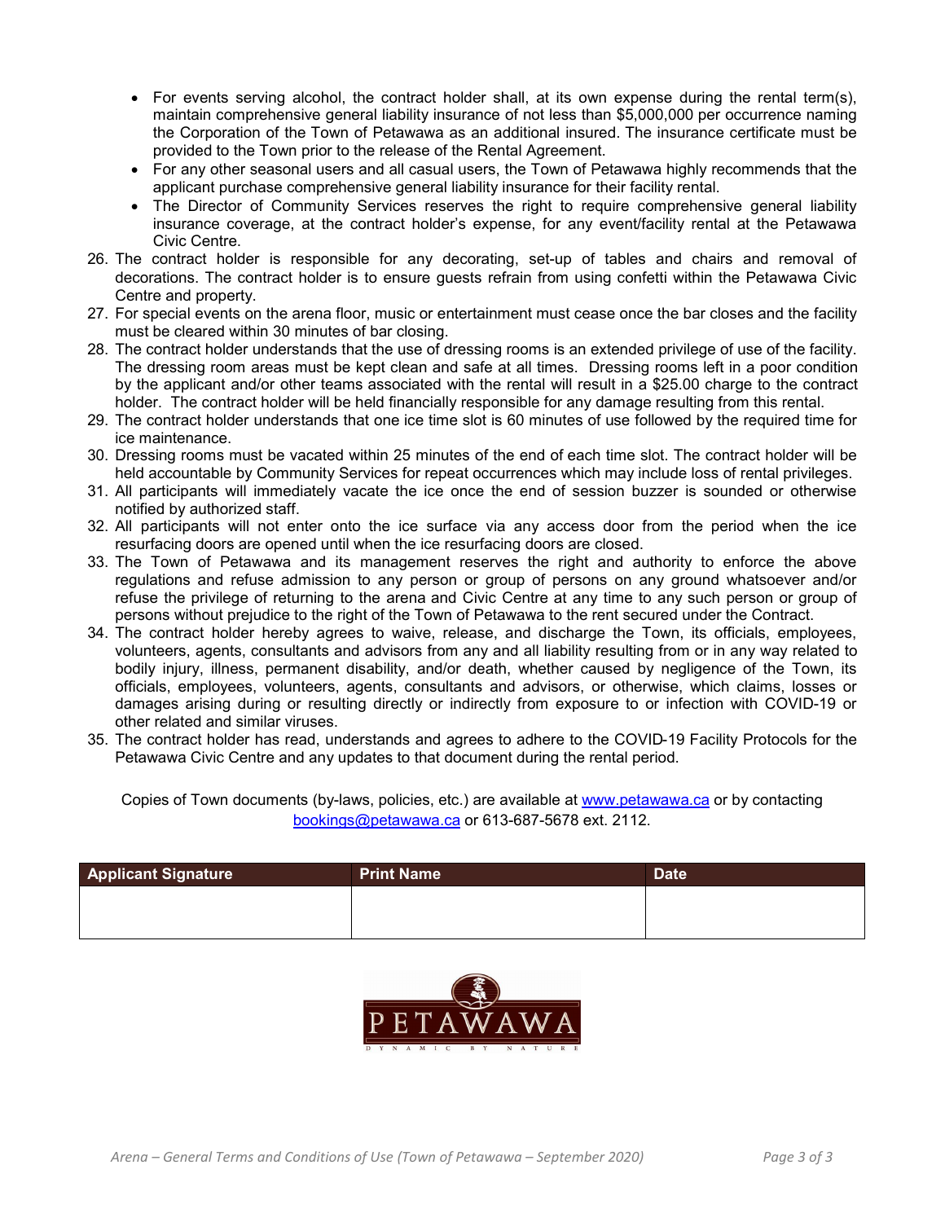- For events serving alcohol, the contract holder shall, at its own expense during the rental term(s), maintain comprehensive general liability insurance of not less than $5,000,000 per occurrence naming the Corporation of the Town of Petawawa as an additional insured. The insurance certificate must be provided to the Town prior to the release of the Rental Agreement.
- For any other seasonal users and all casual users, the Town of Petawawa highly recommends that the applicant purchase comprehensive general liability insurance for their facility rental.
- The Director of Community Services reserves the right to require comprehensive general liability insurance coverage, at the contract holder's expense, for any event/facility rental at the Petawawa Civic Centre.

26. The contract holder is responsible for any decorating, set-up of tables and chairs and removal of decorations. The contract holder is to ensure guests refrain from using confetti within the Petawawa Civic Centre and property.
27. For special events on the arena floor, music or entertainment must cease once the bar closes and the facility must be cleared within 30 minutes of bar closing.
28. The contract holder understands that the use of dressing rooms is an extended privilege of use of the facility. The dressing room areas must be kept clean and safe at all times. Dressing rooms left in a poor condition by the applicant and/or other teams associated with the rental will result in a $25.00 charge to the contract holder. The contract holder will be held financially responsible for any damage resulting from this rental.
29. The contract holder understands that one ice time slot is 60 minutes of use followed by the required time for ice maintenance.
30. Dressing rooms must be vacated within 25 minutes of the end of each time slot. The contract holder will be held accountable by Community Services for repeat occurrences which may include loss of rental privileges.
31. All participants will immediately vacate the ice once the end of session buzzer is sounded or otherwise notified by authorized staff.
32. All participants will not enter onto the ice surface via any access door from the period when the ice resurfacing doors are opened until when the ice resurfacing doors are closed.
33. The Town of Petawawa and its management reserves the right and authority to enforce the above regulations and refuse admission to any person or group of persons on any ground whatsoever and/or refuse the privilege of returning to the arena and Civic Centre at any time to any such person or group of persons without prejudice to the right of the Town of Petawawa to the rent secured under the Contract.
34. The contract holder hereby agrees to waive, release, and discharge the Town, its officials, employees, volunteers, agents, consultants and advisors from any and all liability resulting from or in any way related to bodily injury, illness, permanent disability, and/or death, whether caused by negligence of the Town, its officials, employees, volunteers, agents, consultants and advisors, or otherwise, which claims, losses or damages arising during or resulting directly or indirectly from exposure to or infection with COVID-19 or other related and similar viruses.
35. The contract holder has read, understands and agrees to adhere to the COVID-19 Facility Protocols for the Petawawa Civic Centre and any updates to that document during the rental period.

Copies of Town documents (by-laws, policies, etc.) are available at www.petawawa.ca or by contacting bookings@petawawa.ca or 613-687-5678 ext. 2112.

| Applicant Signature | Print Name | Date |
|---|---|---|
| | | |

PETAWAWA
DYNAMIC BY NATURE